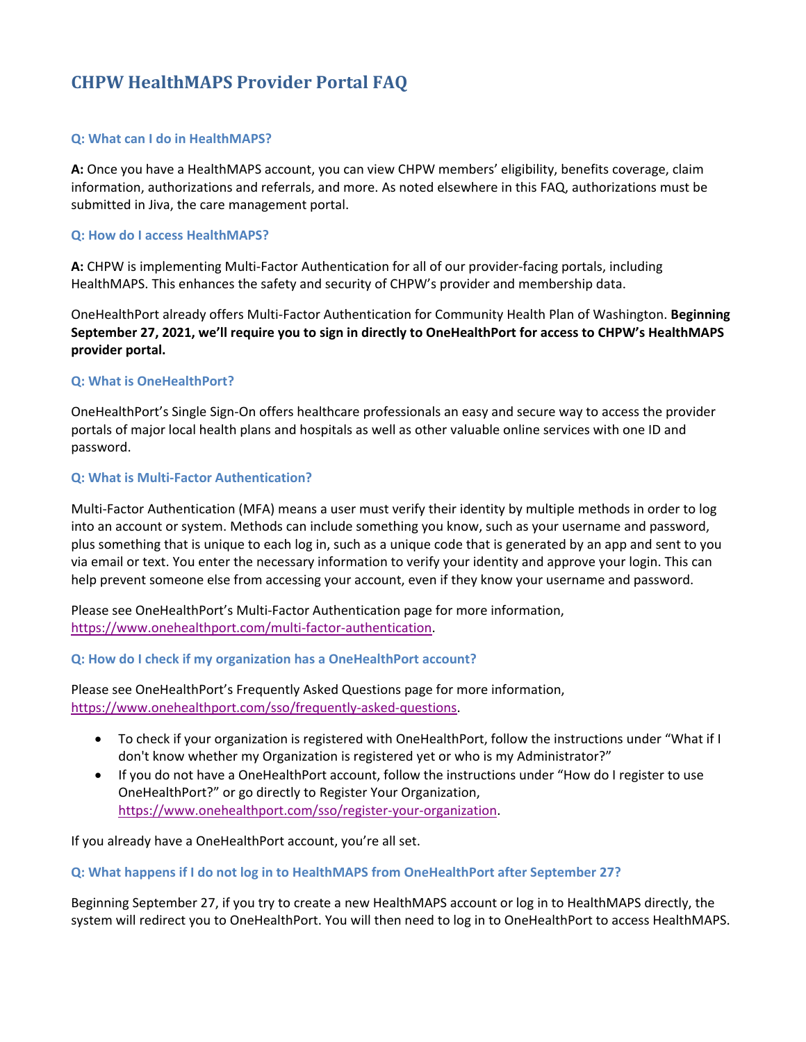# CHPW HealthMAPS Provider Portal FAQ

### Q: What can I do in HealthMAPS?

**A:** Once you have a HealthMAPS account, you can view CHPW members' eligibility, benefits coverage, claim information, authorizations and referrals, and more. As noted elsewhere in this FAQ, authorizations must be submitted in Jiva, the care management portal.

### Q: How do I access HealthMAPS?

**A:** CHPW is implementing Multi-Factor Authentication for all of our provider-facing portals, including HealthMAPS. This enhances the safety and security of CHPW's provider and membership data.

OneHealthPort already offers Multi-Factor Authentication for Community Health Plan of Washington. **Beginning September 27, 2021, we'll require you to sign in directly to OneHealthPort for access to CHPW's HealthMAPS provider portal.**

### Q: What is OneHealthPort?

OneHealthPort's Single Sign-On offers healthcare professionals an easy and secure way to access the provider portals of major local health plans and hospitals as well as other valuable online services with one ID and password.

### Q: What is Multi-Factor Authentication?

Multi-Factor Authentication (MFA) means a user must verify their identity by multiple methods in order to log into an account or system. Methods can include something you know, such as your username and password, plus something that is unique to each log in, such as a unique code that is generated by an app and sent to you via email or text. You enter the necessary information to verify your identity and approve your login. This can help prevent someone else from accessing your account, even if they know your username and password.

Please see OneHealthPort's Multi-Factor Authentication page for more information, https://www.onehealthport.com/multi-factor-authentication.

### Q: How do I check if my organization has a OneHealthPort account?

Please see OneHealthPort's Frequently Asked Questions page for more information, https://www.onehealthport.com/sso/frequently-asked-questions.

- To check if your organization is registered with OneHealthPort, follow the instructions under "What if I don't know whether my Organization is registered yet or who is my Administrator?"
- If you do not have a OneHealthPort account, follow the instructions under "How do I register to use OneHealthPort?" or go directly to Register Your Organization, https://www.onehealthport.com/sso/register-your-organization.

If you already have a OneHealthPort account, you're all set.

### Q: What happens if I do not log in to HealthMAPS from OneHealthPort after September 27?

Beginning September 27, if you try to create a new HealthMAPS account or log in to HealthMAPS directly, the system will redirect you to OneHealthPort. You will then need to log in to OneHealthPort to access HealthMAPS.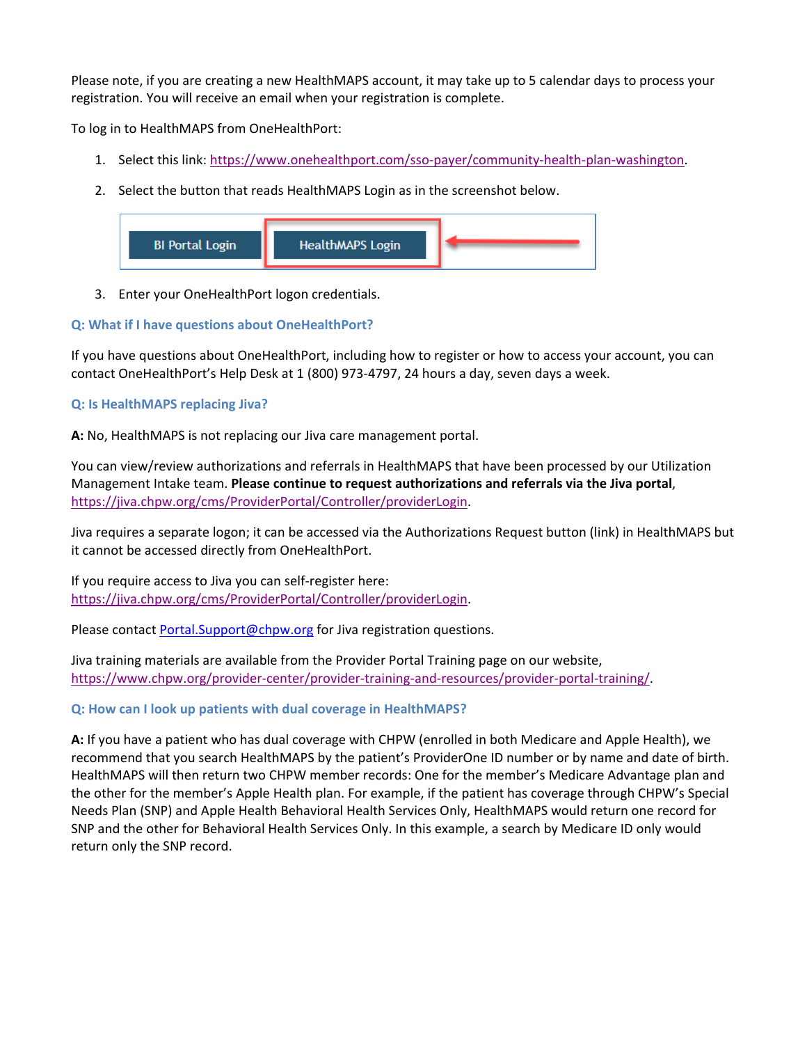Please note, if you are creating a new HealthMAPS account, it may take up to 5 calendar days to process your registration. You will receive an email when your registration is complete.

To log in to HealthMAPS from OneHealthPort:

1. Select this link: https://www.onehealthport.com/sso-payer/community-health-plan-washington.
2. Select the button that reads HealthMAPS Login as in the screenshot below.

BI Portal Login | HealthMAPS Login

3. Enter your OneHealthPort logon credentials.

### Q: What if I have questions about OneHealthPort?

If you have questions about OneHealthPort, including how to register or how to access your account, you can contact OneHealthPort's Help Desk at 1 (800) 973-4797, 24 hours a day, seven days a week.

### Q: Is HealthMAPS replacing Jiva?

**A:** No, HealthMAPS is not replacing our Jiva care management portal.

You can view/review authorizations and referrals in HealthMAPS that have been processed by our Utilization Management Intake team. **Please continue to request authorizations and referrals via the Jiva portal**, https://jiva.chpw.org/cms/ProviderPortal/Controller/providerLogin.

Jiva requires a separate logon; it can be accessed via the Authorizations Request button (link) in HealthMAPS but it cannot be accessed directly from OneHealthPort.

If you require access to Jiva you can self-register here: https://jiva.chpw.org/cms/ProviderPortal/Controller/providerLogin.

Please contact Portal.Support@chpw.org for Jiva registration questions.

Jiva training materials are available from the Provider Portal Training page on our website, https://www.chpw.org/provider-center/provider-training-and-resources/provider-portal-training/.

### Q: How can I look up patients with dual coverage in HealthMAPS?

**A:** If you have a patient who has dual coverage with CHPW (enrolled in both Medicare and Apple Health), we recommend that you search HealthMAPS by the patient's ProviderOne ID number or by name and date of birth. HealthMAPS will then return two CHPW member records: One for the member's Medicare Advantage plan and the other for the member's Apple Health plan. For example, if the patient has coverage through CHPW's Special Needs Plan (SNP) and Apple Health Behavioral Health Services Only, HealthMAPS would return one record for SNP and the other for Behavioral Health Services Only. In this example, a search by Medicare ID only would return only the SNP record.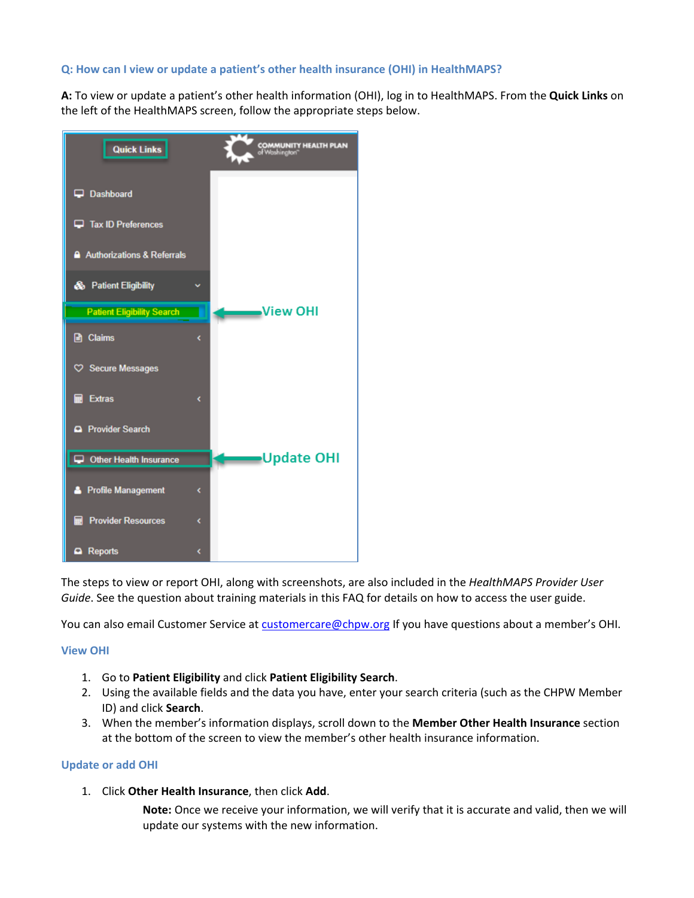### Q: How can I view or update a patient's other health insurance (OHI) in HealthMAPS?

**A:** To view or update a patient's other health information (OHI), log in to HealthMAPS. From the **Quick Links** on the left of the HealthMAPS screen, follow the appropriate steps below.

The steps to view or report OHI, along with screenshots, are also included in the *HealthMAPS Provider User Guide*. See the question about training materials in this FAQ for details on how to access the user guide.

You can also email Customer Service at [customercare@chpw.org](mailto:customercare@chpw.org) If you have questions about a member's OHI.

#### View OHI

1. Go to **Patient Eligibility** and click **Patient Eligibility Search**.
2. Using the available fields and the data you have, enter your search criteria (such as the CHPW Member ID) and click **Search**.
3. When the member's information displays, scroll down to the **Member Other Health Insurance** section at the bottom of the screen to view the member's other health insurance information.

#### Update or add OHI

1. Click **Other Health Insurance**, then click **Add**.

   **Note:** Once we receive your information, we will verify that it is accurate and valid, then we will update our systems with the new information.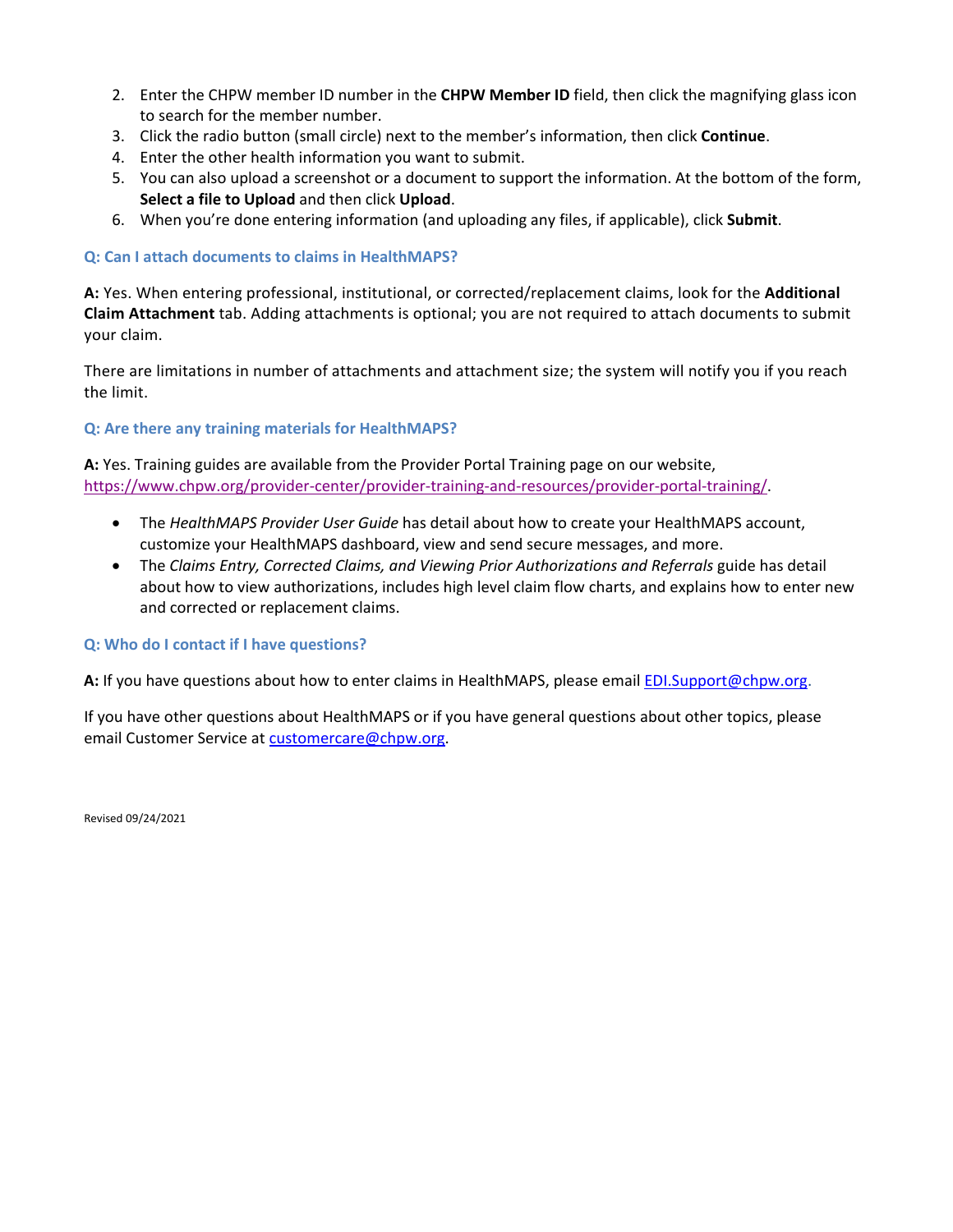2. Enter the CHPW member ID number in the **CHPW Member ID** field, then click the magnifying glass icon to search for the member number.
3. Click the radio button (small circle) next to the member's information, then click **Continue**.
4. Enter the other health information you want to submit.
5. You can also upload a screenshot or a document to support the information. At the bottom of the form, **Select a file to Upload** and then click **Upload**.
6. When you're done entering information (and uploading any files, if applicable), click **Submit**.

### Q: Can I attach documents to claims in HealthMAPS?

**A:** Yes. When entering professional, institutional, or corrected/replacement claims, look for the **Additional Claim Attachment** tab. Adding attachments is optional; you are not required to attach documents to submit your claim.

There are limitations in number of attachments and attachment size; the system will notify you if you reach the limit.

### Q: Are there any training materials for HealthMAPS?

**A:** Yes. Training guides are available from the Provider Portal Training page on our website, https://www.chpw.org/provider-center/provider-training-and-resources/provider-portal-training/.

- The *HealthMAPS Provider User Guide* has detail about how to create your HealthMAPS account, customize your HealthMAPS dashboard, view and send secure messages, and more.
- The *Claims Entry, Corrected Claims, and Viewing Prior Authorizations and Referrals* guide has detail about how to view authorizations, includes high level claim flow charts, and explains how to enter new and corrected or replacement claims.

### Q: Who do I contact if I have questions?

**A:** If you have questions about how to enter claims in HealthMAPS, please email EDI.Support@chpw.org.

If you have other questions about HealthMAPS or if you have general questions about other topics, please email Customer Service at customercare@chpw.org.

Revised 09/24/2021